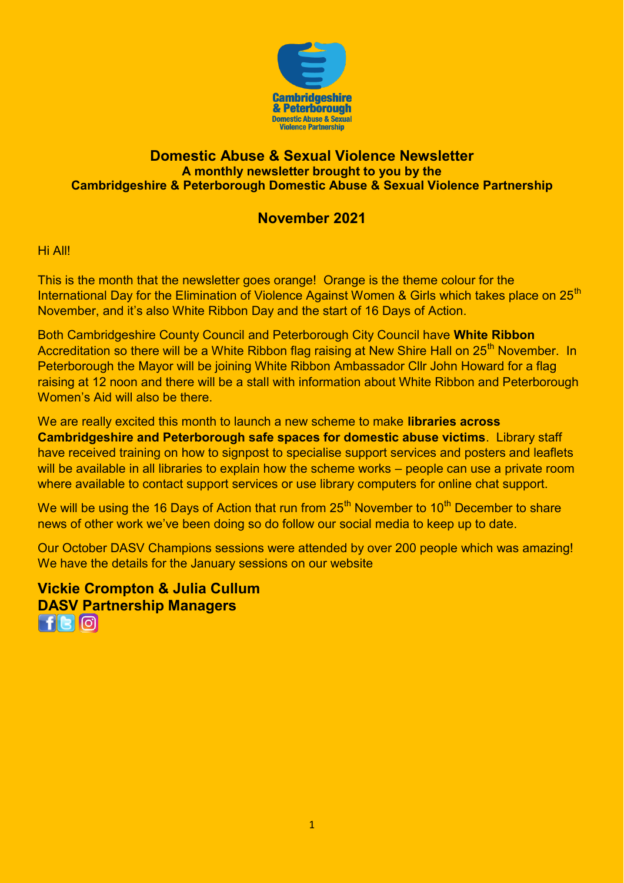# Domestic Abuse & Sexual Violence Newsletter

**A monthly newsletter brought to you by the Cambridgeshire & Peterborough Domestic Abuse & Sexual Violence Partnership**

## November 2021

Hi All!

This is the month that the newsletter goes orange! Orange is the theme colour for the International Day for the Elimination of Violence Against Women & Girls which takes place on 25th November, and it's also White Ribbon Day and the start of 16 Days of Action.

Both Cambridgeshire County Council and Peterborough City Council have **White Ribbon** Accreditation so there will be a White Ribbon flag raising at New Shire Hall on 25th November. In Peterborough the Mayor will be joining White Ribbon Ambassador Cllr John Howard for a flag raising at 12 noon and there will be a stall with information about White Ribbon and Peterborough Women's Aid will also be there.

We are really excited this month to launch a new scheme to make **libraries across Cambridgeshire and Peterborough safe spaces for domestic abuse victims**. Library staff have received training on how to signpost to specialise support services and posters and leaflets will be available in all libraries to explain how the scheme works – people can use a private room where available to contact support services or use library computers for online chat support.

We will be using the 16 Days of Action that run from 25th November to 10th December to share news of other work we've been doing so do follow our social media to keep up to date.

Our October DASV Champions sessions were attended by over 200 people which was amazing! We have the details for the January sessions on our website

**Vickie Crompton & Julia Cullum**
**DASV Partnership Managers**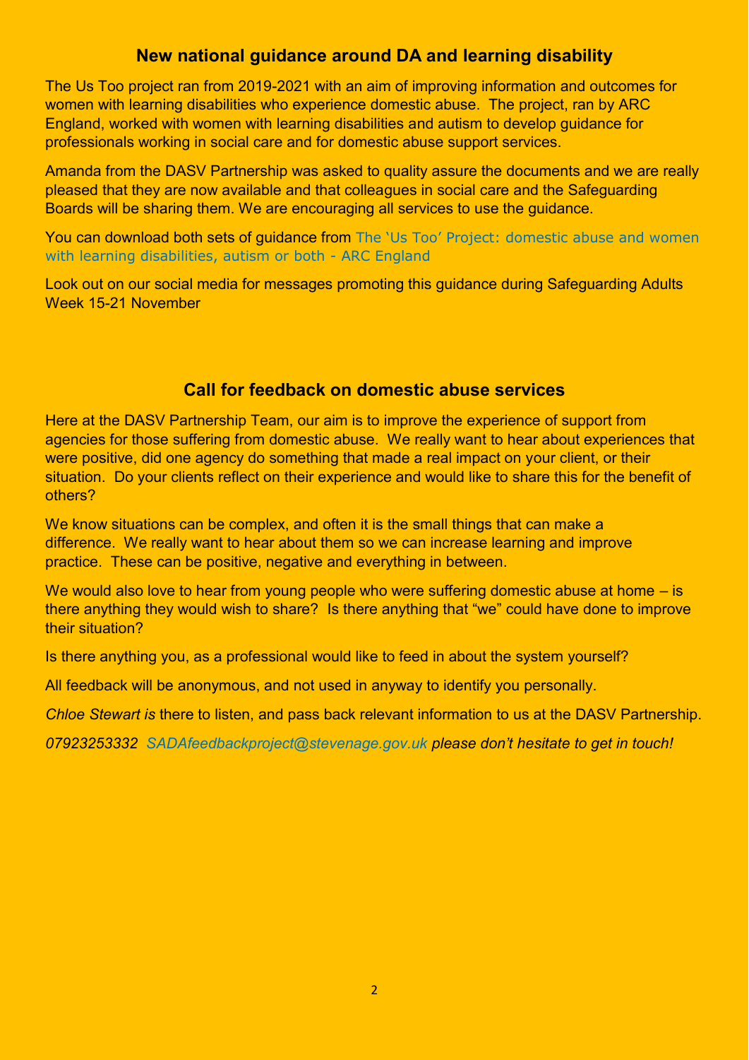## New national guidance around DA and learning disability

The Us Too project ran from 2019-2021 with an aim of improving information and outcomes for women with learning disabilities who experience domestic abuse. The project, ran by ARC England, worked with women with learning disabilities and autism to develop guidance for professionals working in social care and for domestic abuse support services.

Amanda from the DASV Partnership was asked to quality assure the documents and we are really pleased that they are now available and that colleagues in social care and the Safeguarding Boards will be sharing them. We are encouraging all services to use the guidance.

You can download both sets of guidance from The 'Us Too' Project: domestic abuse and women with learning disabilities, autism or both - ARC England

Look out on our social media for messages promoting this guidance during Safeguarding Adults Week 15-21 November

## Call for feedback on domestic abuse services

Here at the DASV Partnership Team, our aim is to improve the experience of support from agencies for those suffering from domestic abuse. We really want to hear about experiences that were positive, did one agency do something that made a real impact on your client, or their situation. Do your clients reflect on their experience and would like to share this for the benefit of others?

We know situations can be complex, and often it is the small things that can make a difference. We really want to hear about them so we can increase learning and improve practice. These can be positive, negative and everything in between.

We would also love to hear from young people who were suffering domestic abuse at home – is there anything they would wish to share? Is there anything that "we" could have done to improve their situation?

Is there anything you, as a professional would like to feed in about the system yourself?

All feedback will be anonymous, and not used in anyway to identify you personally.

*Chloe Stewart is* there to listen, and pass back relevant information to us at the DASV Partnership.

*07923253332 SADAfeedbackproject@stevenage.gov.uk please don't hesitate to get in touch!*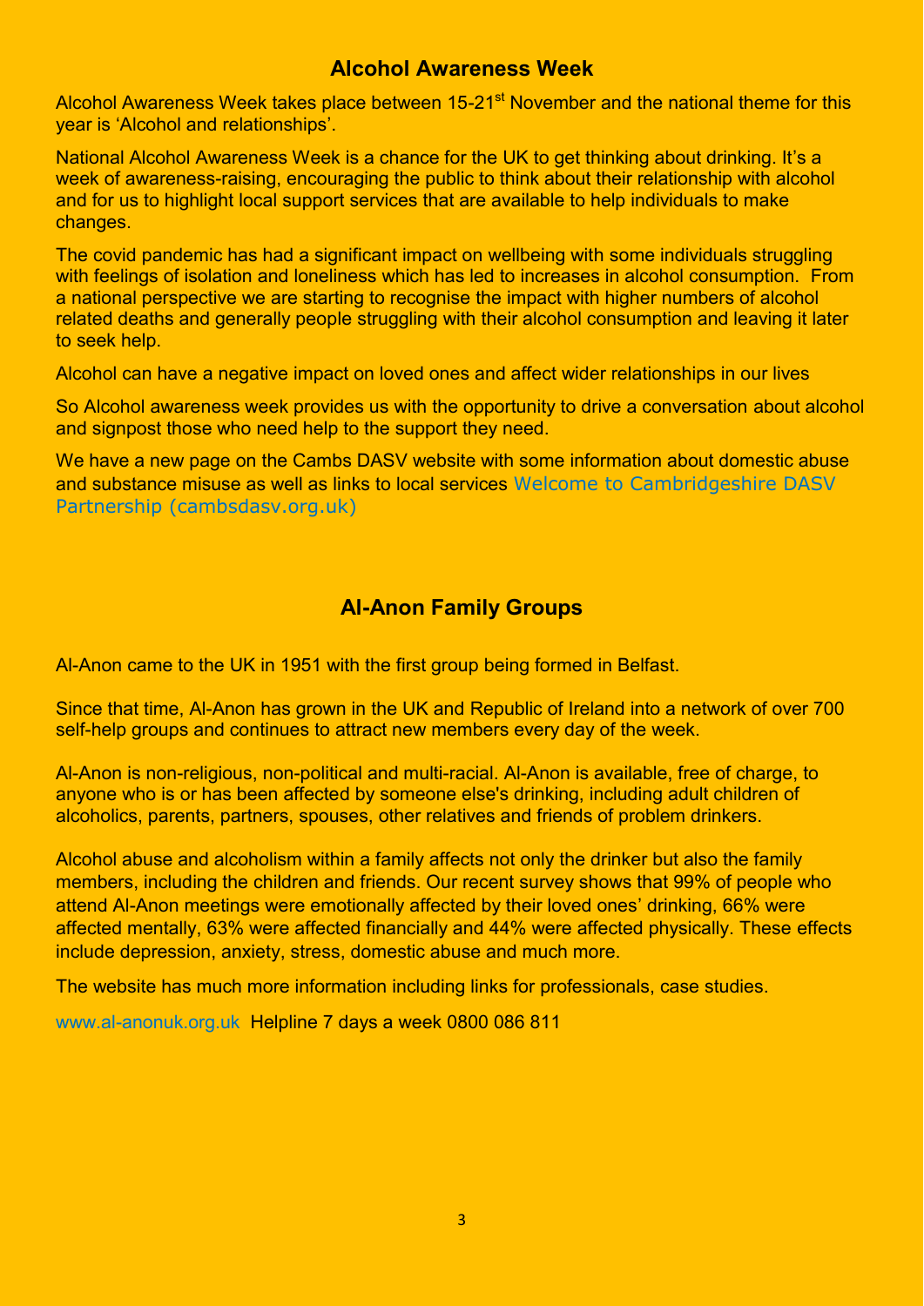## Alcohol Awareness Week

Alcohol Awareness Week takes place between 15-21st November and the national theme for this year is 'Alcohol and relationships'.

National Alcohol Awareness Week is a chance for the UK to get thinking about drinking. It's a week of awareness-raising, encouraging the public to think about their relationship with alcohol and for us to highlight local support services that are available to help individuals to make changes.

The covid pandemic has had a significant impact on wellbeing with some individuals struggling with feelings of isolation and loneliness which has led to increases in alcohol consumption. From a national perspective we are starting to recognise the impact with higher numbers of alcohol related deaths and generally people struggling with their alcohol consumption and leaving it later to seek help.

Alcohol can have a negative impact on loved ones and affect wider relationships in our lives

So Alcohol awareness week provides us with the opportunity to drive a conversation about alcohol and signpost those who need help to the support they need.

We have a new page on the Cambs DASV website with some information about domestic abuse and substance misuse as well as links to local services Welcome to Cambridgeshire DASV Partnership (cambsdasv.org.uk)

## Al-Anon Family Groups

Al-Anon came to the UK in 1951 with the first group being formed in Belfast.

Since that time, Al-Anon has grown in the UK and Republic of Ireland into a network of over 700 self-help groups and continues to attract new members every day of the week.

Al-Anon is non-religious, non-political and multi-racial. Al-Anon is available, free of charge, to anyone who is or has been affected by someone else's drinking, including adult children of alcoholics, parents, partners, spouses, other relatives and friends of problem drinkers.

Alcohol abuse and alcoholism within a family affects not only the drinker but also the family members, including the children and friends. Our recent survey shows that 99% of people who attend Al-Anon meetings were emotionally affected by their loved ones' drinking, 66% were affected mentally, 63% were affected financially and 44% were affected physically. These effects include depression, anxiety, stress, domestic abuse and much more.

The website has much more information including links for professionals, case studies.

www.al-anonuk.org.uk Helpline 7 days a week 0800 086 811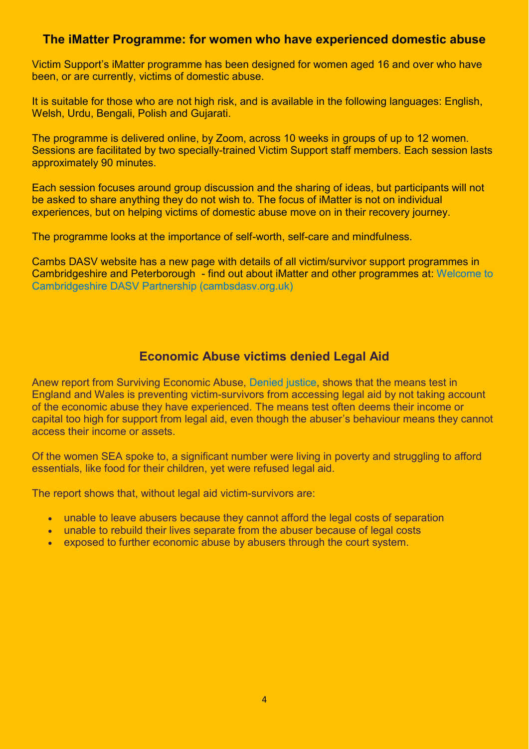## The iMatter Programme: for women who have experienced domestic abuse

Victim Support's iMatter programme has been designed for women aged 16 and over who have been, or are currently, victims of domestic abuse.

It is suitable for those who are not high risk, and is available in the following languages: English, Welsh, Urdu, Bengali, Polish and Gujarati.

The programme is delivered online, by Zoom, across 10 weeks in groups of up to 12 women. Sessions are facilitated by two specially-trained Victim Support staff members. Each session lasts approximately 90 minutes.

Each session focuses around group discussion and the sharing of ideas, but participants will not be asked to share anything they do not wish to. The focus of iMatter is not on individual experiences, but on helping victims of domestic abuse move on in their recovery journey.

The programme looks at the importance of self-worth, self-care and mindfulness.

Cambs DASV website has a new page with details of all victim/survivor support programmes in Cambridgeshire and Peterborough - find out about iMatter and other programmes at: Welcome to Cambridgeshire DASV Partnership (cambsdasv.org.uk)

## Economic Abuse victims denied Legal Aid

Anew report from Surviving Economic Abuse, Denied justice, shows that the means test in England and Wales is preventing victim-survivors from accessing legal aid by not taking account of the economic abuse they have experienced. The means test often deems their income or capital too high for support from legal aid, even though the abuser's behaviour means they cannot access their income or assets.

Of the women SEA spoke to, a significant number were living in poverty and struggling to afford essentials, like food for their children, yet were refused legal aid.

The report shows that, without legal aid victim-survivors are:

- unable to leave abusers because they cannot afford the legal costs of separation
- unable to rebuild their lives separate from the abuser because of legal costs
- exposed to further economic abuse by abusers through the court system.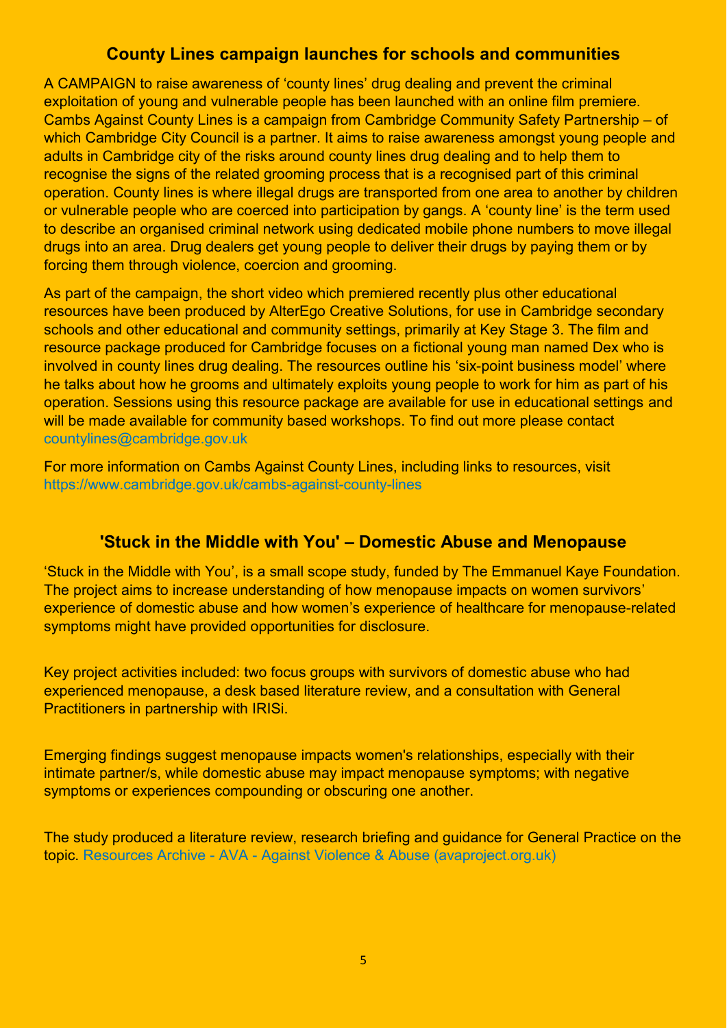## County Lines campaign launches for schools and communities

A CAMPAIGN to raise awareness of 'county lines' drug dealing and prevent the criminal exploitation of young and vulnerable people has been launched with an online film premiere. Cambs Against County Lines is a campaign from Cambridge Community Safety Partnership – of which Cambridge City Council is a partner. It aims to raise awareness amongst young people and adults in Cambridge city of the risks around county lines drug dealing and to help them to recognise the signs of the related grooming process that is a recognised part of this criminal operation. County lines is where illegal drugs are transported from one area to another by children or vulnerable people who are coerced into participation by gangs. A 'county line' is the term used to describe an organised criminal network using dedicated mobile phone numbers to move illegal drugs into an area. Drug dealers get young people to deliver their drugs by paying them or by forcing them through violence, coercion and grooming.

As part of the campaign, the short video which premiered recently plus other educational resources have been produced by AlterEgo Creative Solutions, for use in Cambridge secondary schools and other educational and community settings, primarily at Key Stage 3. The film and resource package produced for Cambridge focuses on a fictional young man named Dex who is involved in county lines drug dealing. The resources outline his 'six-point business model' where he talks about how he grooms and ultimately exploits young people to work for him as part of his operation. Sessions using this resource package are available for use in educational settings and will be made available for community based workshops. To find out more please contact countylines@cambridge.gov.uk

For more information on Cambs Against County Lines, including links to resources, visit https://www.cambridge.gov.uk/cambs-against-county-lines

## 'Stuck in the Middle with You' – Domestic Abuse and Menopause

'Stuck in the Middle with You', is a small scope study, funded by The Emmanuel Kaye Foundation. The project aims to increase understanding of how menopause impacts on women survivors' experience of domestic abuse and how women's experience of healthcare for menopause-related symptoms might have provided opportunities for disclosure.

Key project activities included: two focus groups with survivors of domestic abuse who had experienced menopause, a desk based literature review, and a consultation with General Practitioners in partnership with IRISi.

Emerging findings suggest menopause impacts women's relationships, especially with their intimate partner/s, while domestic abuse may impact menopause symptoms; with negative symptoms or experiences compounding or obscuring one another.

The study produced a literature review, research briefing and guidance for General Practice on the topic. Resources Archive - AVA - Against Violence & Abuse (avaproject.org.uk)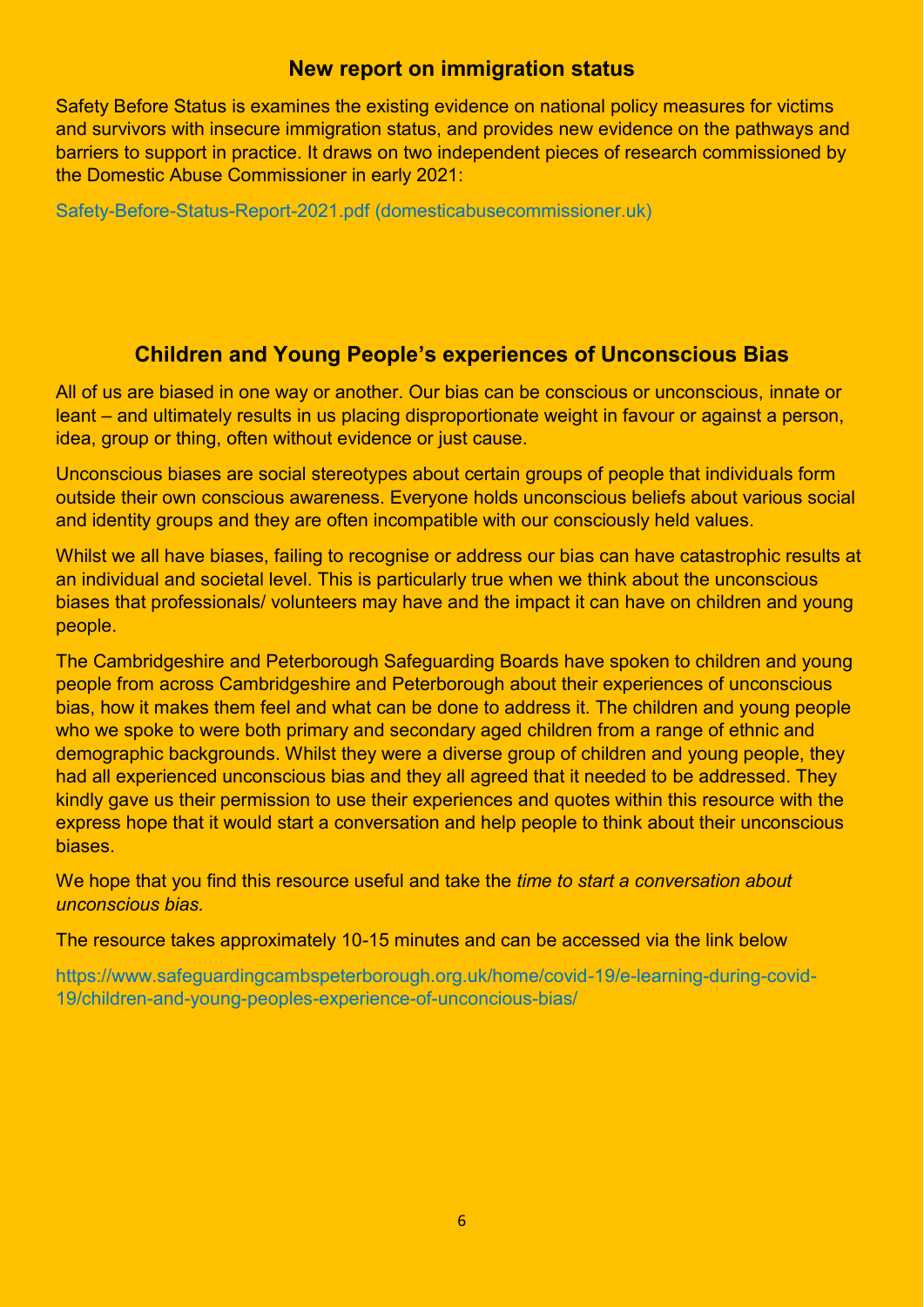## New report on immigration status

Safety Before Status is examines the existing evidence on national policy measures for victims and survivors with insecure immigration status, and provides new evidence on the pathways and barriers to support in practice. It draws on two independent pieces of research commissioned by the Domestic Abuse Commissioner in early 2021:

Safety-Before-Status-Report-2021.pdf (domesticabusecommissioner.uk)

## Children and Young People's experiences of Unconscious Bias

All of us are biased in one way or another. Our bias can be conscious or unconscious, innate or leant – and ultimately results in us placing disproportionate weight in favour or against a person, idea, group or thing, often without evidence or just cause.

Unconscious biases are social stereotypes about certain groups of people that individuals form outside their own conscious awareness. Everyone holds unconscious beliefs about various social and identity groups and they are often incompatible with our consciously held values.

Whilst we all have biases, failing to recognise or address our bias can have catastrophic results at an individual and societal level. This is particularly true when we think about the unconscious biases that professionals/ volunteers may have and the impact it can have on children and young people.

The Cambridgeshire and Peterborough Safeguarding Boards have spoken to children and young people from across Cambridgeshire and Peterborough about their experiences of unconscious bias, how it makes them feel and what can be done to address it. The children and young people who we spoke to were both primary and secondary aged children from a range of ethnic and demographic backgrounds. Whilst they were a diverse group of children and young people, they had all experienced unconscious bias and they all agreed that it needed to be addressed. They kindly gave us their permission to use their experiences and quotes within this resource with the express hope that it would start a conversation and help people to think about their unconscious biases.

We hope that you find this resource useful and take the *time to start a conversation about unconscious bias.*

The resource takes approximately 10-15 minutes and can be accessed via the link below

https://www.safeguardingcambspeterborough.org.uk/home/covid-19/e-learning-during-covid-19/children-and-young-peoples-experience-of-unconcious-bias/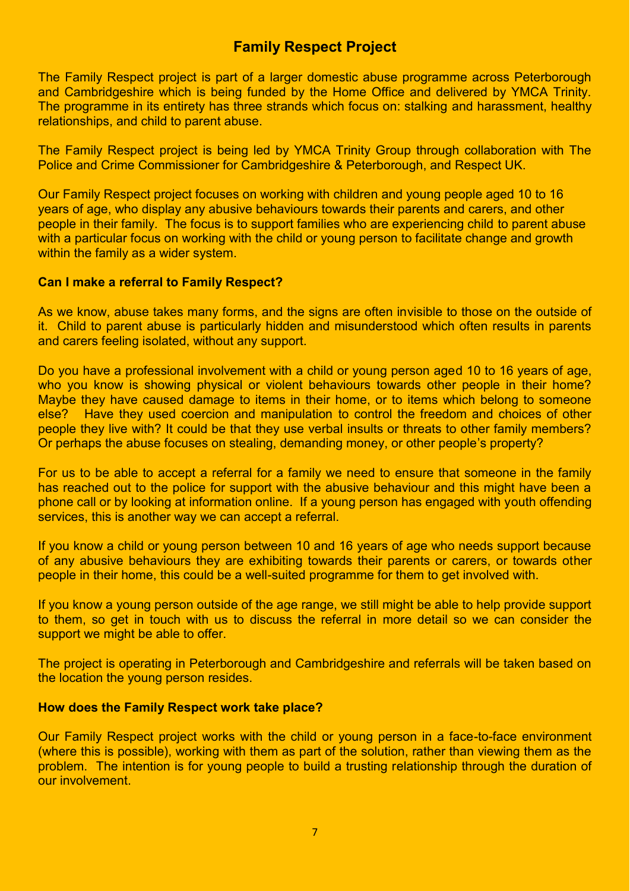## Family Respect Project

The Family Respect project is part of a larger domestic abuse programme across Peterborough and Cambridgeshire which is being funded by the Home Office and delivered by YMCA Trinity. The programme in its entirety has three strands which focus on: stalking and harassment, healthy relationships, and child to parent abuse.

The Family Respect project is being led by YMCA Trinity Group through collaboration with The Police and Crime Commissioner for Cambridgeshire & Peterborough, and Respect UK.

Our Family Respect project focuses on working with children and young people aged 10 to 16 years of age, who display any abusive behaviours towards their parents and carers, and other people in their family. The focus is to support families who are experiencing child to parent abuse with a particular focus on working with the child or young person to facilitate change and growth within the family as a wider system.

**Can I make a referral to Family Respect?**

As we know, abuse takes many forms, and the signs are often invisible to those on the outside of it. Child to parent abuse is particularly hidden and misunderstood which often results in parents and carers feeling isolated, without any support.

Do you have a professional involvement with a child or young person aged 10 to 16 years of age, who you know is showing physical or violent behaviours towards other people in their home? Maybe they have caused damage to items in their home, or to items which belong to someone else? Have they used coercion and manipulation to control the freedom and choices of other people they live with? It could be that they use verbal insults or threats to other family members? Or perhaps the abuse focuses on stealing, demanding money, or other people's property?

For us to be able to accept a referral for a family we need to ensure that someone in the family has reached out to the police for support with the abusive behaviour and this might have been a phone call or by looking at information online. If a young person has engaged with youth offending services, this is another way we can accept a referral.

If you know a child or young person between 10 and 16 years of age who needs support because of any abusive behaviours they are exhibiting towards their parents or carers, or towards other people in their home, this could be a well-suited programme for them to get involved with.

If you know a young person outside of the age range, we still might be able to help provide support to them, so get in touch with us to discuss the referral in more detail so we can consider the support we might be able to offer.

The project is operating in Peterborough and Cambridgeshire and referrals will be taken based on the location the young person resides.

**How does the Family Respect work take place?**

Our Family Respect project works with the child or young person in a face-to-face environment (where this is possible), working with them as part of the solution, rather than viewing them as the problem. The intention is for young people to build a trusting relationship through the duration of our involvement.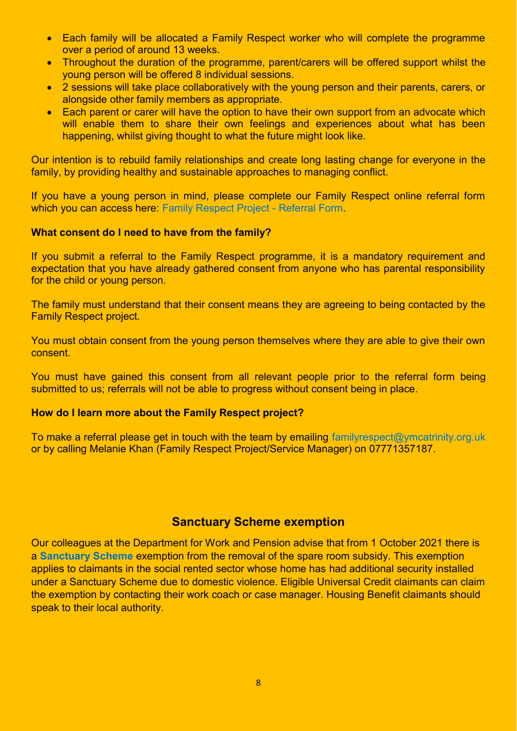- Each family will be allocated a Family Respect worker who will complete the programme over a period of around 13 weeks.
- Throughout the duration of the programme, parent/carers will be offered support whilst the young person will be offered 8 individual sessions.
- 2 sessions will take place collaboratively with the young person and their parents, carers, or alongside other family members as appropriate.
- Each parent or carer will have the option to have their own support from an advocate which will enable them to share their own feelings and experiences about what has been happening, whilst giving thought to what the future might look like.

Our intention is to rebuild family relationships and create long lasting change for everyone in the family, by providing healthy and sustainable approaches to managing conflict.

If you have a young person in mind, please complete our Family Respect online referral form which you can access here: Family Respect Project - Referral Form.

**What consent do I need to have from the family?**

If you submit a referral to the Family Respect programme, it is a mandatory requirement and expectation that you have already gathered consent from anyone who has parental responsibility for the child or young person.

The family must understand that their consent means they are agreeing to being contacted by the Family Respect project.

You must obtain consent from the young person themselves where they are able to give their own consent.

You must have gained this consent from all relevant people prior to the referral form being submitted to us; referrals will not be able to progress without consent being in place.

**How do I learn more about the Family Respect project?**

To make a referral please get in touch with the team by emailing familyrespect@ymcatrinity.org.uk or by calling Melanie Khan (Family Respect Project/Service Manager) on 07771357187.

## Sanctuary Scheme exemption

Our colleagues at the Department for Work and Pension advise that from 1 October 2021 there is a **Sanctuary Scheme** exemption from the removal of the spare room subsidy. This exemption applies to claimants in the social rented sector whose home has had additional security installed under a Sanctuary Scheme due to domestic violence. Eligible Universal Credit claimants can claim the exemption by contacting their work coach or case manager. Housing Benefit claimants should speak to their local authority.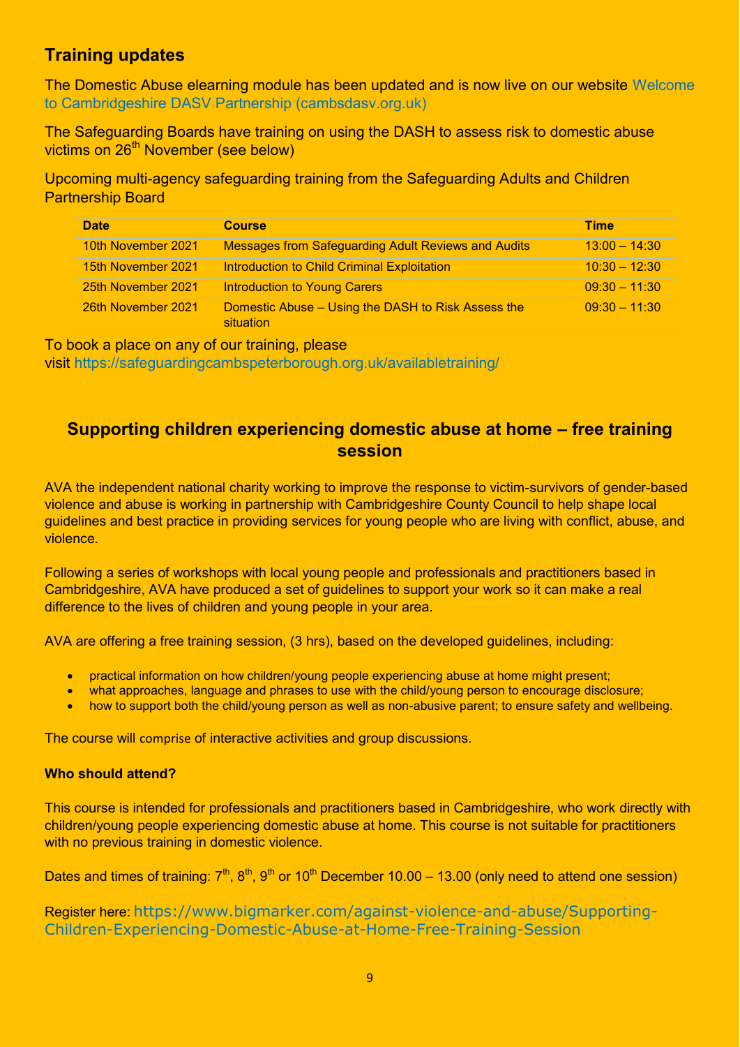## Training updates

The Domestic Abuse elearning module has been updated and is now live on our website Welcome to Cambridgeshire DASV Partnership (cambsdasv.org.uk)

The Safeguarding Boards have training on using the DASH to assess risk to domestic abuse victims on 26th November (see below)

Upcoming multi-agency safeguarding training from the Safeguarding Adults and Children Partnership Board

| Date | Course | Time |
|---|---|---|
| 10th November 2021 | Messages from Safeguarding Adult Reviews and Audits | 13:00 – 14:30 |
| 15th November 2021 | Introduction to Child Criminal Exploitation | 10:30 – 12:30 |
| 25th November 2021 | Introduction to Young Carers | 09:30 – 11:30 |
| 26th November 2021 | Domestic Abuse – Using the DASH to Risk Assess the situation | 09:30 – 11:30 |

To book a place on any of our training, please visit https://safeguardingcambspeterborough.org.uk/availabletraining/

## Supporting children experiencing domestic abuse at home – free training session

AVA the independent national charity working to improve the response to victim-survivors of gender-based violence and abuse is working in partnership with Cambridgeshire County Council to help shape local guidelines and best practice in providing services for young people who are living with conflict, abuse, and violence.

Following a series of workshops with local young people and professionals and practitioners based in Cambridgeshire, AVA have produced a set of guidelines to support your work so it can make a real difference to the lives of children and young people in your area.

AVA are offering a free training session, (3 hrs), based on the developed guidelines, including:

- practical information on how children/young people experiencing abuse at home might present;
- what approaches, language and phrases to use with the child/young person to encourage disclosure;
- how to support both the child/young person as well as non-abusive parent; to ensure safety and wellbeing.

The course will comprise of interactive activities and group discussions.

**Who should attend?**

This course is intended for professionals and practitioners based in Cambridgeshire, who work directly with children/young people experiencing domestic abuse at home. This course is not suitable for practitioners with no previous training in domestic violence.

Dates and times of training: 7th, 8th, 9th or 10th December 10.00 – 13.00 (only need to attend one session)

Register here: https://www.bigmarker.com/against-violence-and-abuse/Supporting-Children-Experiencing-Domestic-Abuse-at-Home-Free-Training-Session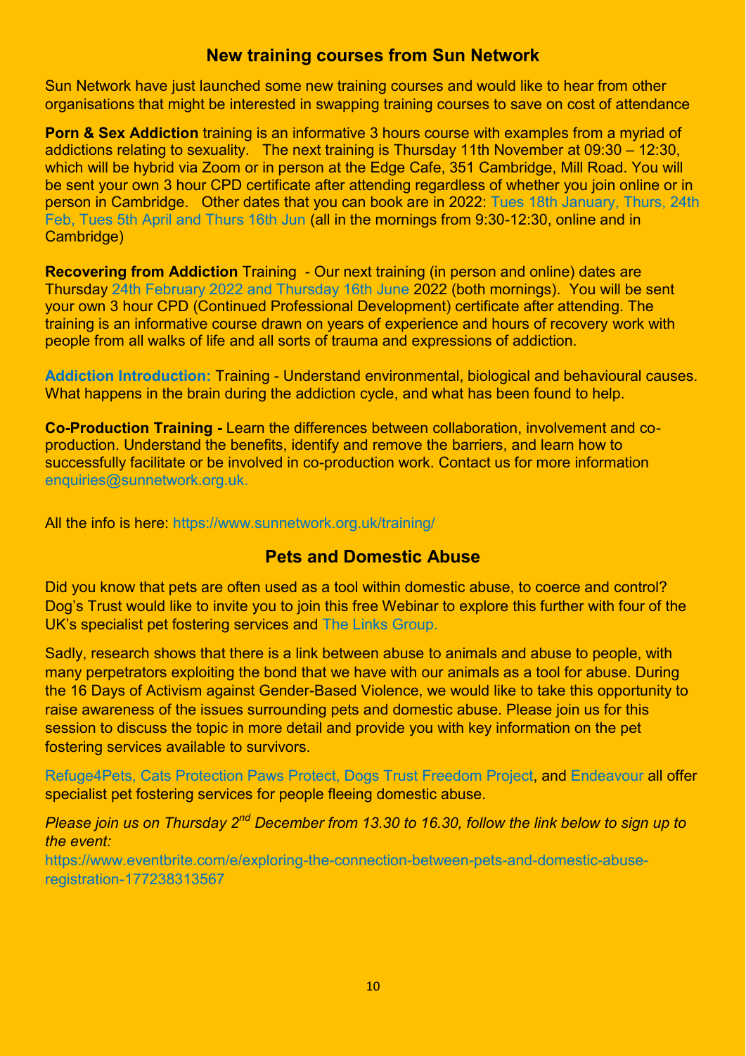## New training courses from Sun Network

Sun Network have just launched some new training courses and would like to hear from other organisations that might be interested in swapping training courses to save on cost of attendance

**Porn & Sex Addiction** training is an informative 3 hours course with examples from a myriad of addictions relating to sexuality. The next training is Thursday 11th November at 09:30 – 12:30, which will be hybrid via Zoom or in person at the Edge Cafe, 351 Cambridge, Mill Road. You will be sent your own 3 hour CPD certificate after attending regardless of whether you join online or in person in Cambridge. Other dates that you can book are in 2022: Tues 18th January, Thurs, 24th Feb, Tues 5th April and Thurs 16th Jun (all in the mornings from 9:30-12:30, online and in Cambridge)

**Recovering from Addiction** Training - Our next training (in person and online) dates are Thursday 24th February 2022 and Thursday 16th June 2022 (both mornings). You will be sent your own 3 hour CPD (Continued Professional Development) certificate after attending. The training is an informative course drawn on years of experience and hours of recovery work with people from all walks of life and all sorts of trauma and expressions of addiction.

**Addiction Introduction:** Training - Understand environmental, biological and behavioural causes. What happens in the brain during the addiction cycle, and what has been found to help.

**Co-Production Training -** Learn the differences between collaboration, involvement and co-production. Understand the benefits, identify and remove the barriers, and learn how to successfully facilitate or be involved in co-production work. Contact us for more information enquiries@sunnetwork.org.uk.

All the info is here: https://www.sunnetwork.org.uk/training/

## Pets and Domestic Abuse

Did you know that pets are often used as a tool within domestic abuse, to coerce and control? Dog's Trust would like to invite you to join this free Webinar to explore this further with four of the UK's specialist pet fostering services and The Links Group.

Sadly, research shows that there is a link between abuse to animals and abuse to people, with many perpetrators exploiting the bond that we have with our animals as a tool for abuse. During the 16 Days of Activism against Gender-Based Violence, we would like to take this opportunity to raise awareness of the issues surrounding pets and domestic abuse. Please join us for this session to discuss the topic in more detail and provide you with key information on the pet fostering services available to survivors.

Refuge4Pets, Cats Protection Paws Protect, Dogs Trust Freedom Project, and Endeavour all offer specialist pet fostering services for people fleeing domestic abuse.

*Please join us on Thursday 2nd December from 13.30 to 16.30, follow the link below to sign up to the event:*

https://www.eventbrite.com/e/exploring-the-connection-between-pets-and-domestic-abuse-registration-177238313567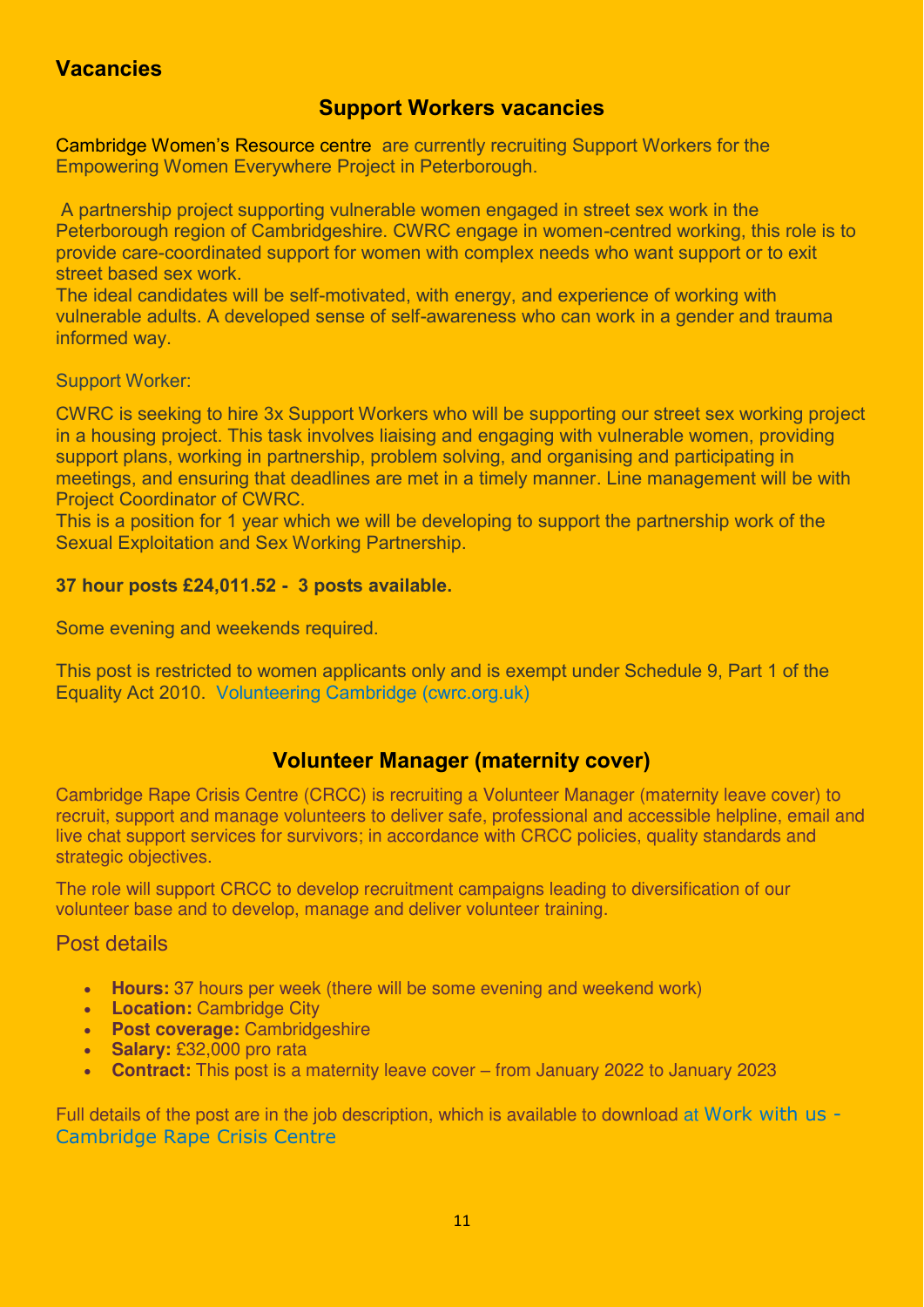## Vacancies

### Support Workers vacancies

Cambridge Women's Resource centre are currently recruiting Support Workers for the Empowering Women Everywhere Project in Peterborough.

A partnership project supporting vulnerable women engaged in street sex work in the Peterborough region of Cambridgeshire. CWRC engage in women-centred working, this role is to provide care-coordinated support for women with complex needs who want support or to exit street based sex work.
The ideal candidates will be self-motivated, with energy, and experience of working with vulnerable adults. A developed sense of self-awareness who can work in a gender and trauma informed way.

Support Worker:

CWRC is seeking to hire 3x Support Workers who will be supporting our street sex working project in a housing project. This task involves liaising and engaging with vulnerable women, providing support plans, working in partnership, problem solving, and organising and participating in meetings, and ensuring that deadlines are met in a timely manner. Line management will be with Project Coordinator of CWRC.
This is a position for 1 year which we will be developing to support the partnership work of the Sexual Exploitation and Sex Working Partnership.

**37 hour posts £24,011.52 - 3 posts available.**

Some evening and weekends required.

This post is restricted to women applicants only and is exempt under Schedule 9, Part 1 of the Equality Act 2010. Volunteering Cambridge (cwrc.org.uk)

### Volunteer Manager (maternity cover)

Cambridge Rape Crisis Centre (CRCC) is recruiting a Volunteer Manager (maternity leave cover) to recruit, support and manage volunteers to deliver safe, professional and accessible helpline, email and live chat support services for survivors; in accordance with CRCC policies, quality standards and strategic objectives.

The role will support CRCC to develop recruitment campaigns leading to diversification of our volunteer base and to develop, manage and deliver volunteer training.

Post details

- **Hours:** 37 hours per week (there will be some evening and weekend work)
- **Location:** Cambridge City
- **Post coverage:** Cambridgeshire
- **Salary:** £32,000 pro rata
- **Contract:** This post is a maternity leave cover – from January 2022 to January 2023

Full details of the post are in the job description, which is available to download at Work with us - Cambridge Rape Crisis Centre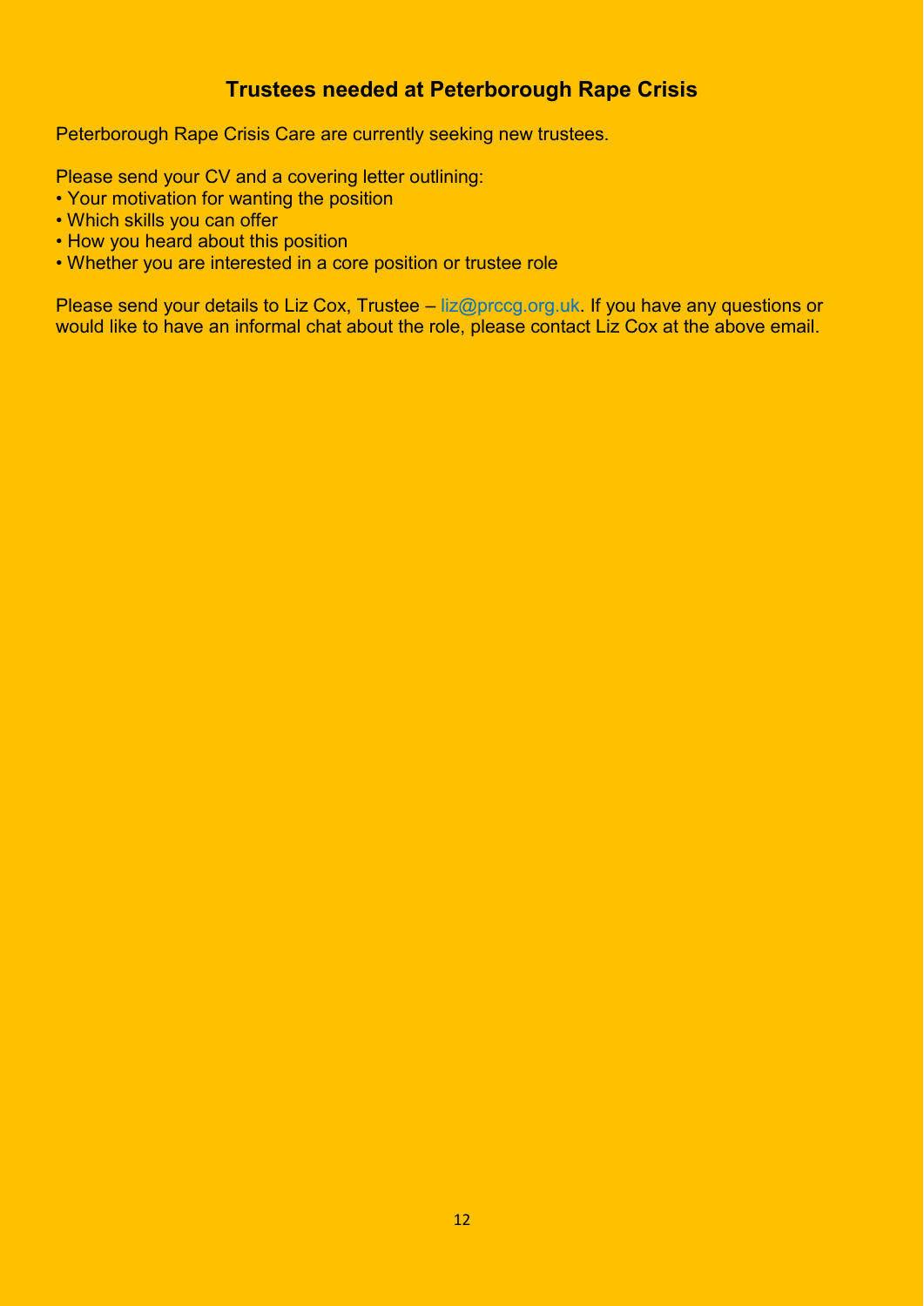## Trustees needed at Peterborough Rape Crisis

Peterborough Rape Crisis Care are currently seeking new trustees.

Please send your CV and a covering letter outlining:

- Your motivation for wanting the position
- Which skills you can offer
- How you heard about this position
- Whether you are interested in a core position or trustee role

Please send your details to Liz Cox, Trustee – liz@prccg.org.uk. If you have any questions or would like to have an informal chat about the role, please contact Liz Cox at the above email.